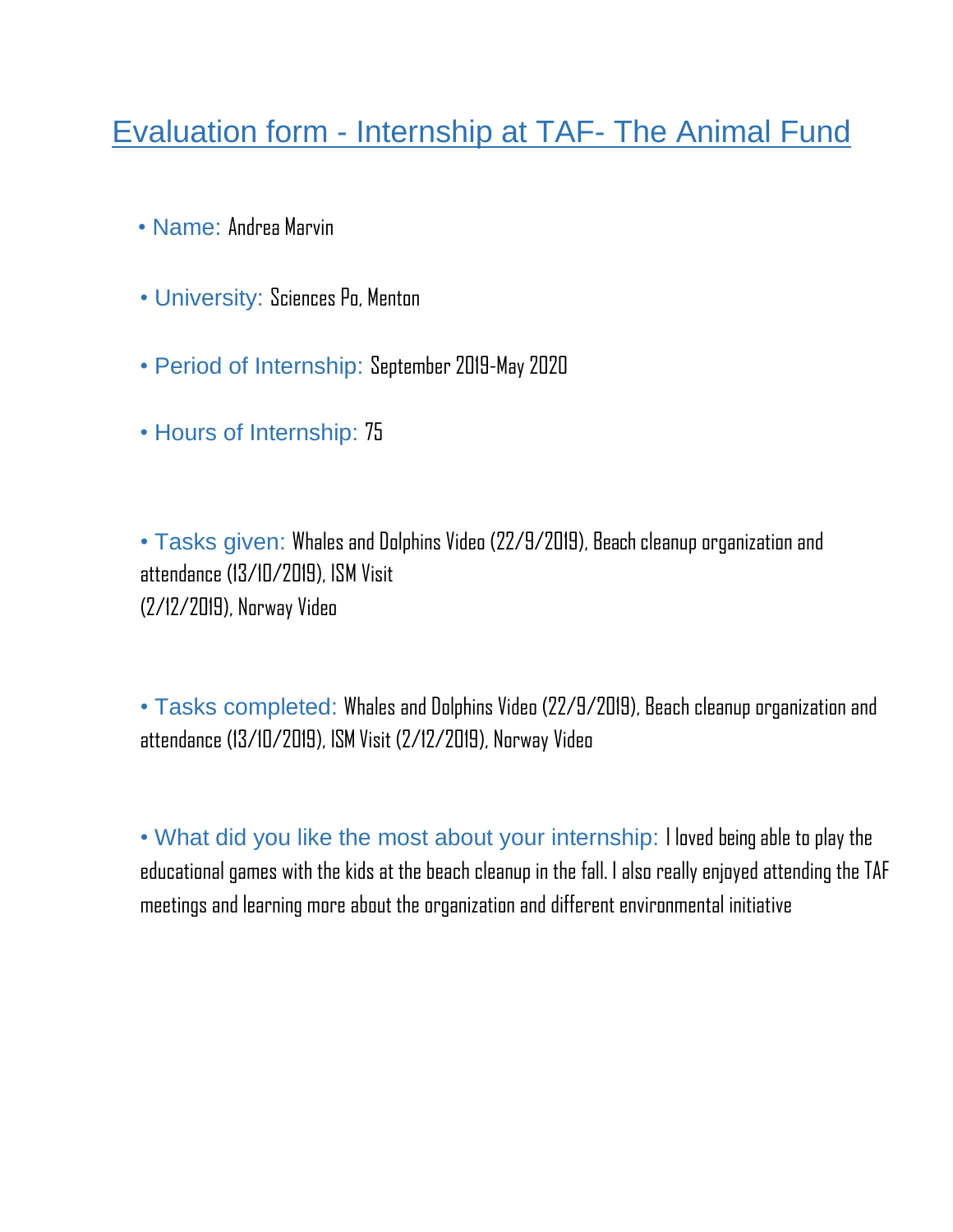# Evaluation form - Internship at TAF- The Animal Fund

- Name: Andrea Marvin
- University: Sciences Po, Menton
- Period of Internship: September 2019-May 2020
- Hours of Internship: 75
- Tasks given: Whales and Dolphins Video (22/9/2019), Beach cleanup organization and attendance (13/10/2019), ISM Visit (2/12/2019), Norway Video
- Tasks completed: Whales and Dolphins Video (22/9/2019), Beach cleanup organization and attendance (13/10/2019), ISM Visit (2/12/2019), Norway Video
- What did you like the most about your internship: I loved being able to play the educational games with the kids at the beach cleanup in the fall. I also really enjoyed attending the TAF meetings and learning more about the organization and different environmental initiative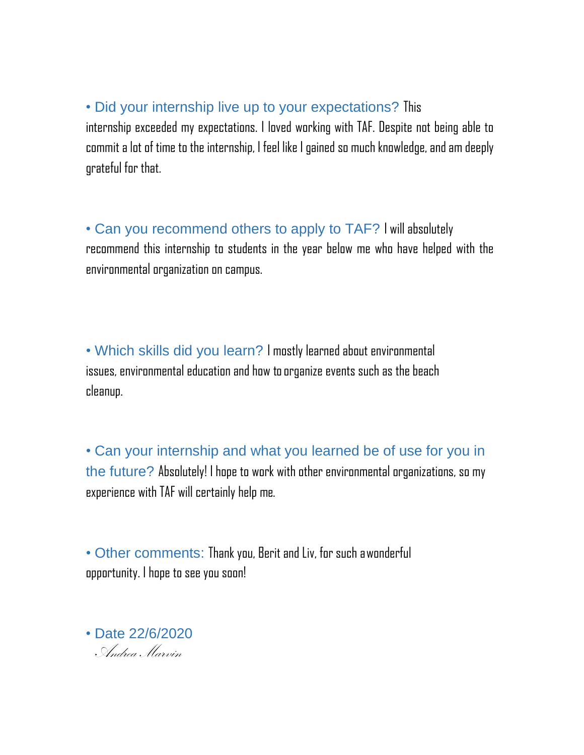- Did your internship live up to your expectations? This internship exceeded my expectations. I loved working with TAF. Despite not being able to commit a lot of time to the internship, I feel like I gained so much knowledge, and am deeply grateful for that.

- Can you recommend others to apply to TAF? I will absolutely recommend this internship to students in the year below me who have helped with the environmental organization on campus.

- Which skills did you learn? I mostly learned about environmental issues, environmental education and how to organize events such as the beach cleanup.

- Can your internship and what you learned be of use for you in the future? Absolutely! I hope to work with other environmental organizations, so my experience with TAF will certainly help me.

- Other comments: Thank you, Berit and Liv, for such a wonderful opportunity. I hope to see you soon!

- Date 22/6/2020

*Andrea Marvin*